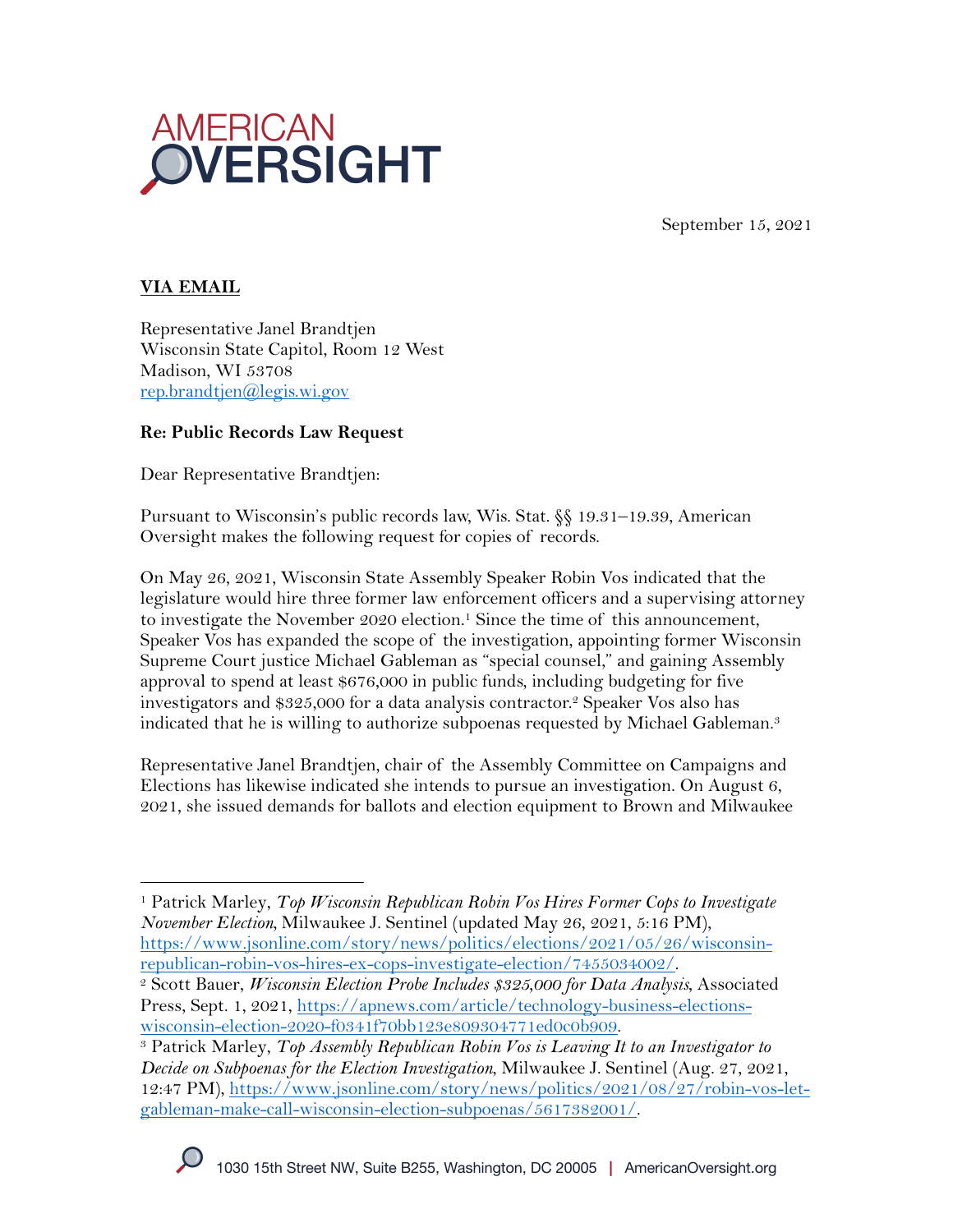AMERICAN OVERSIGHT

September 15, 2021

**VIA EMAIL**

Representative Janel Brandtjen
Wisconsin State Capitol, Room 12 West
Madison, WI 53708
rep.brandtjen@legis.wi.gov

**Re: Public Records Law Request**

Dear Representative Brandtjen:

Pursuant to Wisconsin's public records law, Wis. Stat. §§ 19.31–19.39, American Oversight makes the following request for copies of records.

On May 26, 2021, Wisconsin State Assembly Speaker Robin Vos indicated that the legislature would hire three former law enforcement officers and a supervising attorney to investigate the November 2020 election.[1] Since the time of this announcement, Speaker Vos has expanded the scope of the investigation, appointing former Wisconsin Supreme Court justice Michael Gableman as "special counsel," and gaining Assembly approval to spend at least $676,000 in public funds, including budgeting for five investigators and $325,000 for a data analysis contractor.[2] Speaker Vos also has indicated that he is willing to authorize subpoenas requested by Michael Gableman.[3]

Representative Janel Brandtjen, chair of the Assembly Committee on Campaigns and Elections has likewise indicated she intends to pursue an investigation. On August 6, 2021, she issued demands for ballots and election equipment to Brown and Milwaukee

---

[1] Patrick Marley, *Top Wisconsin Republican Robin Vos Hires Former Cops to Investigate November Election*, Milwaukee J. Sentinel (updated May 26, 2021, 5:16 PM), https://www.jsonline.com/story/news/politics/elections/2021/05/26/wisconsin-republican-robin-vos-hires-ex-cops-investigate-election/7455034002/.

[2] Scott Bauer, *Wisconsin Election Probe Includes $325,000 for Data Analysis,* Associated Press, Sept. 1, 2021, https://apnews.com/article/technology-business-elections-wisconsin-election-2020-f0341f70bb123e809304771ed0c0b909.

[3] Patrick Marley, *Top Assembly Republican Robin Vos is Leaving It to an Investigator to Decide on Subpoenas for the Election Investigation*, Milwaukee J. Sentinel (Aug. 27, 2021, 12:47 PM), https://www.jsonline.com/story/news/politics/2021/08/27/robin-vos-let-gableman-make-call-wisconsin-election-subpoenas/5617382001/.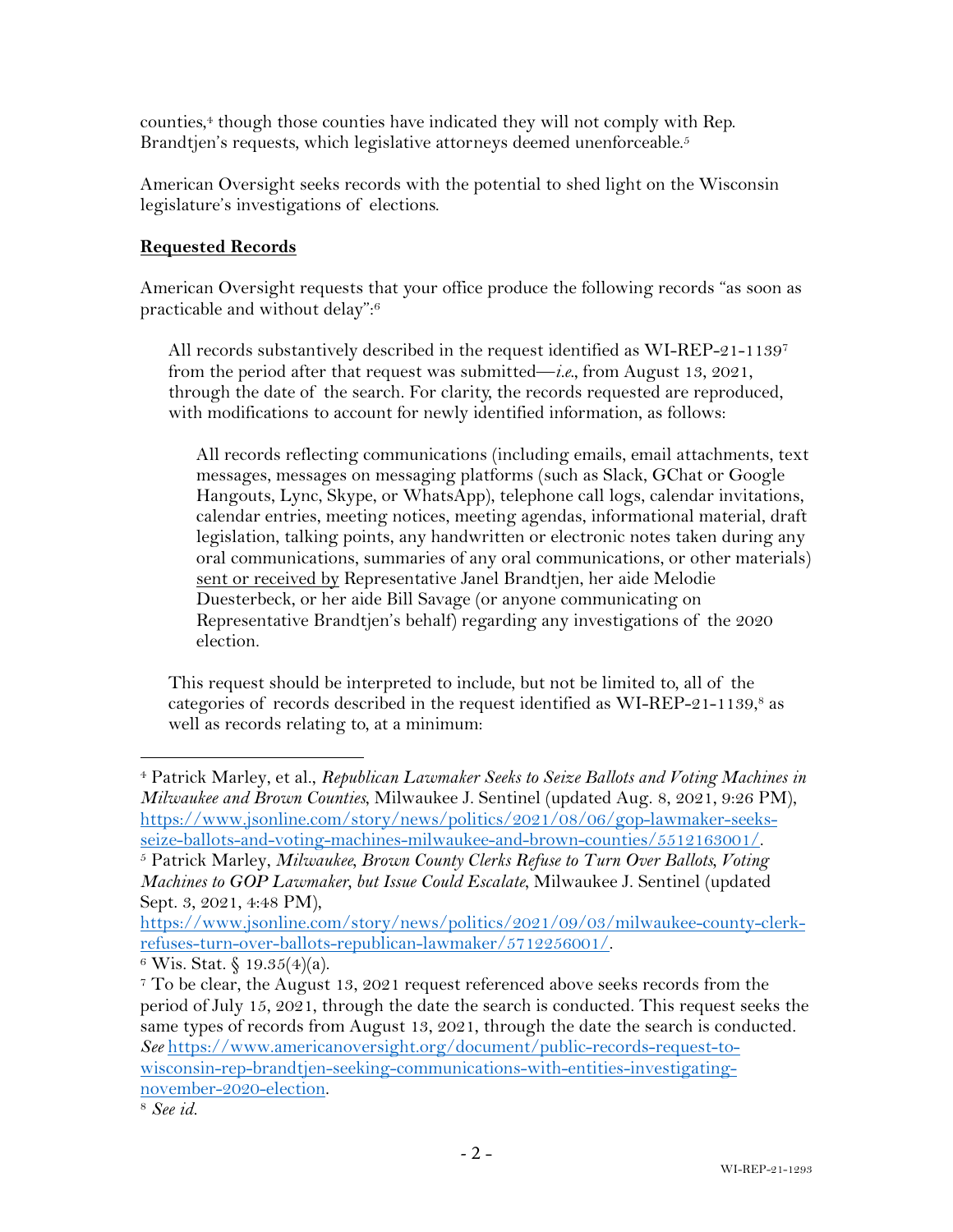counties,[4] though those counties have indicated they will not comply with Rep. Brandtjen's requests, which legislative attorneys deemed unenforceable.[5]

American Oversight seeks records with the potential to shed light on the Wisconsin legislature's investigations of elections.

**Requested Records**

American Oversight requests that your office produce the following records "as soon as practicable and without delay":[6]

> All records substantively described in the request identified as WI-REP-21-1139[7] from the period after that request was submitted—*i.e.*, from August 13, 2021, through the date of the search. For clarity, the records requested are reproduced, with modifications to account for newly identified information, as follows:
>
> > All records reflecting communications (including emails, email attachments, text messages, messages on messaging platforms (such as Slack, GChat or Google Hangouts, Lync, Skype, or WhatsApp), telephone call logs, calendar invitations, calendar entries, meeting notices, meeting agendas, informational material, draft legislation, talking points, any handwritten or electronic notes taken during any oral communications, summaries of any oral communications, or other materials) sent or received by Representative Janel Brandtjen, her aide Melodie Duesterbeck, or her aide Bill Savage (or anyone communicating on Representative Brandtjen's behalf) regarding any investigations of the 2020 election.
>
> This request should be interpreted to include, but not be limited to, all of the categories of records described in the request identified as WI-REP-21-1139,[8] as well as records relating to, at a minimum:

[4] Patrick Marley, et al., *Republican Lawmaker Seeks to Seize Ballots and Voting Machines in Milwaukee and Brown Counties*, Milwaukee J. Sentinel (updated Aug. 8, 2021, 9:26 PM), https://www.jsonline.com/story/news/politics/2021/08/06/gop-lawmaker-seeks-seize-ballots-and-voting-machines-milwaukee-and-brown-counties/5512163001/.

[5] Patrick Marley, *Milwaukee, Brown County Clerks Refuse to Turn Over Ballots, Voting Machines to GOP Lawmaker, but Issue Could Escalate*, Milwaukee J. Sentinel (updated Sept. 3, 2021, 4:48 PM), https://www.jsonline.com/story/news/politics/2021/09/03/milwaukee-county-clerk-refuses-turn-over-ballots-republican-lawmaker/5712256001/.

[6] Wis. Stat. § 19.35(4)(a).

[7] To be clear, the August 13, 2021 request referenced above seeks records from the period of July 15, 2021, through the date the search is conducted. This request seeks the same types of records from August 13, 2021, through the date the search is conducted. *See* https://www.americanoversight.org/document/public-records-request-to-wisconsin-rep-brandtjen-seeking-communications-with-entities-investigating-november-2020-election.

[8] *See id.*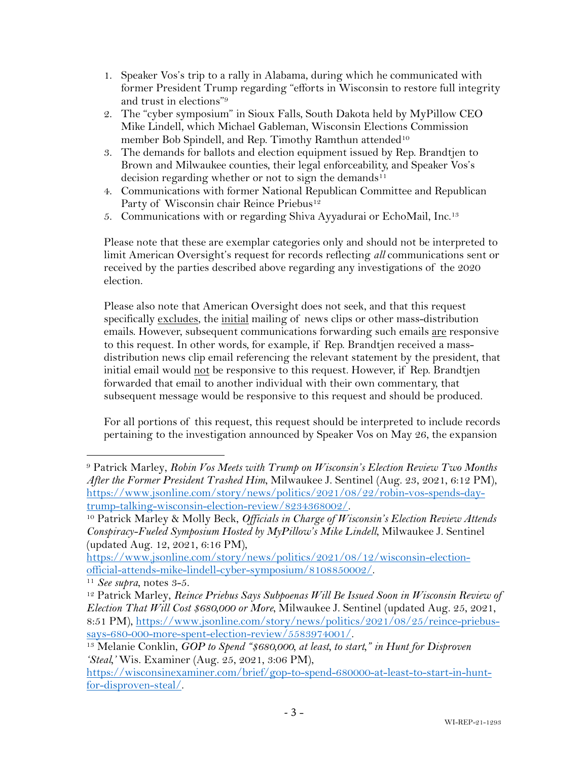1. Speaker Vos's trip to a rally in Alabama, during which he communicated with former President Trump regarding "efforts in Wisconsin to restore full integrity and trust in elections"[9]
2. The "cyber symposium" in Sioux Falls, South Dakota held by MyPillow CEO Mike Lindell, which Michael Gableman, Wisconsin Elections Commission member Bob Spindell, and Rep. Timothy Ramthun attended[10]
3. The demands for ballots and election equipment issued by Rep. Brandtjen to Brown and Milwaukee counties, their legal enforceability, and Speaker Vos's decision regarding whether or not to sign the demands[11]
4. Communications with former National Republican Committee and Republican Party of Wisconsin chair Reince Priebus[12]
5. Communications with or regarding Shiva Ayyadurai or EchoMail, Inc.[13]

Please note that these are exemplar categories only and should not be interpreted to limit American Oversight's request for records reflecting *all* communications sent or received by the parties described above regarding any investigations of the 2020 election.

Please also note that American Oversight does not seek, and that this request specifically excludes, the initial mailing of news clips or other mass-distribution emails. However, subsequent communications forwarding such emails are responsive to this request. In other words, for example, if Rep. Brandtjen received a mass-distribution news clip email referencing the relevant statement by the president, that initial email would not be responsive to this request. However, if Rep. Brandtjen forwarded that email to another individual with their own commentary, that subsequent message would be responsive to this request and should be produced.

For all portions of this request, this request should be interpreted to include records pertaining to the investigation announced by Speaker Vos on May 26, the expansion

---

[9] Patrick Marley, *Robin Vos Meets with Trump on Wisconsin's Election Review Two Months After the Former President Trashed Him*, Milwaukee J. Sentinel (Aug. 23, 2021, 6:12 PM), https://www.jsonline.com/story/news/politics/2021/08/22/robin-vos-spends-day-trump-talking-wisconsin-election-review/8234368002/.

[10] Patrick Marley & Molly Beck, *Officials in Charge of Wisconsin's Election Review Attends Conspiracy-Fueled Symposium Hosted by MyPillow's Mike Lindell*, Milwaukee J. Sentinel (updated Aug. 12, 2021, 6:16 PM), https://www.jsonline.com/story/news/politics/2021/08/12/wisconsin-election-official-attends-mike-lindell-cyber-symposium/8108850002/.

[11] *See supra*, notes 3-5.

[12] Patrick Marley, *Reince Priebus Says Subpoenas Will Be Issued Soon in Wisconsin Review of Election That Will Cost $680,000 or More*, Milwaukee J. Sentinel (updated Aug. 25, 2021, 8:51 PM), https://www.jsonline.com/story/news/politics/2021/08/25/reince-priebus-says-680-000-more-spent-election-review/5583974001/.

[13] Melanie Conklin, *GOP to Spend "$680,000, at least, to start," in Hunt for Disproven 'Steal,'* Wis. Examiner (Aug. 25, 2021, 3:06 PM), https://wisconsinexaminer.com/brief/gop-to-spend-680000-at-least-to-start-in-hunt-for-disproven-steal/.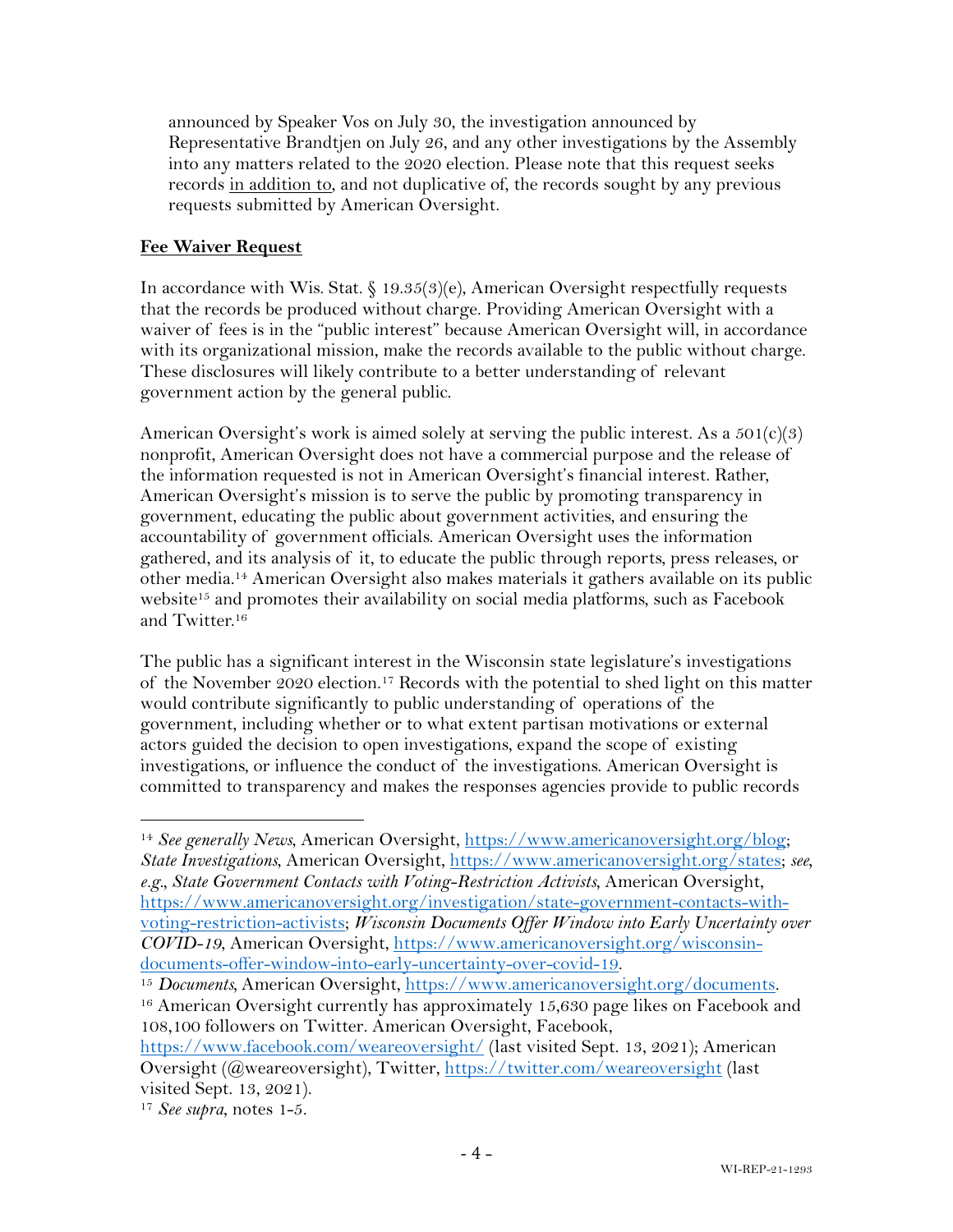announced by Speaker Vos on July 30, the investigation announced by Representative Brandtjen on July 26, and any other investigations by the Assembly into any matters related to the 2020 election. Please note that this request seeks records in addition to, and not duplicative of, the records sought by any previous requests submitted by American Oversight.

**Fee Waiver Request**

In accordance with Wis. Stat. § 19.35(3)(e), American Oversight respectfully requests that the records be produced without charge. Providing American Oversight with a waiver of fees is in the "public interest" because American Oversight will, in accordance with its organizational mission, make the records available to the public without charge. These disclosures will likely contribute to a better understanding of relevant government action by the general public.

American Oversight's work is aimed solely at serving the public interest. As a 501(c)(3) nonprofit, American Oversight does not have a commercial purpose and the release of the information requested is not in American Oversight's financial interest. Rather, American Oversight's mission is to serve the public by promoting transparency in government, educating the public about government activities, and ensuring the accountability of government officials. American Oversight uses the information gathered, and its analysis of it, to educate the public through reports, press releases, or other media.[14] American Oversight also makes materials it gathers available on its public website[15] and promotes their availability on social media platforms, such as Facebook and Twitter.[16]

The public has a significant interest in the Wisconsin state legislature's investigations of the November 2020 election.[17] Records with the potential to shed light on this matter would contribute significantly to public understanding of operations of the government, including whether or to what extent partisan motivations or external actors guided the decision to open investigations, expand the scope of existing investigations, or influence the conduct of the investigations. American Oversight is committed to transparency and makes the responses agencies provide to public records

---

[14] *See generally News*, American Oversight, https://www.americanoversight.org/blog; *State Investigations*, American Oversight, https://www.americanoversight.org/states; *see, e.g.*, *State Government Contacts with Voting-Restriction Activists*, American Oversight, https://www.americanoversight.org/investigation/state-government-contacts-with-voting-restriction-activists; *Wisconsin Documents Offer Window into Early Uncertainty over COVID-19*, American Oversight, https://www.americanoversight.org/wisconsin-documents-offer-window-into-early-uncertainty-over-covid-19.

[15] *Documents*, American Oversight, https://www.americanoversight.org/documents.

[16] American Oversight currently has approximately 15,630 page likes on Facebook and 108,100 followers on Twitter. American Oversight, Facebook, https://www.facebook.com/weareoversight/ (last visited Sept. 13, 2021); American Oversight (@weareoversight), Twitter, https://twitter.com/weareoversight (last visited Sept. 13, 2021).

[17] *See supra*, notes 1-5.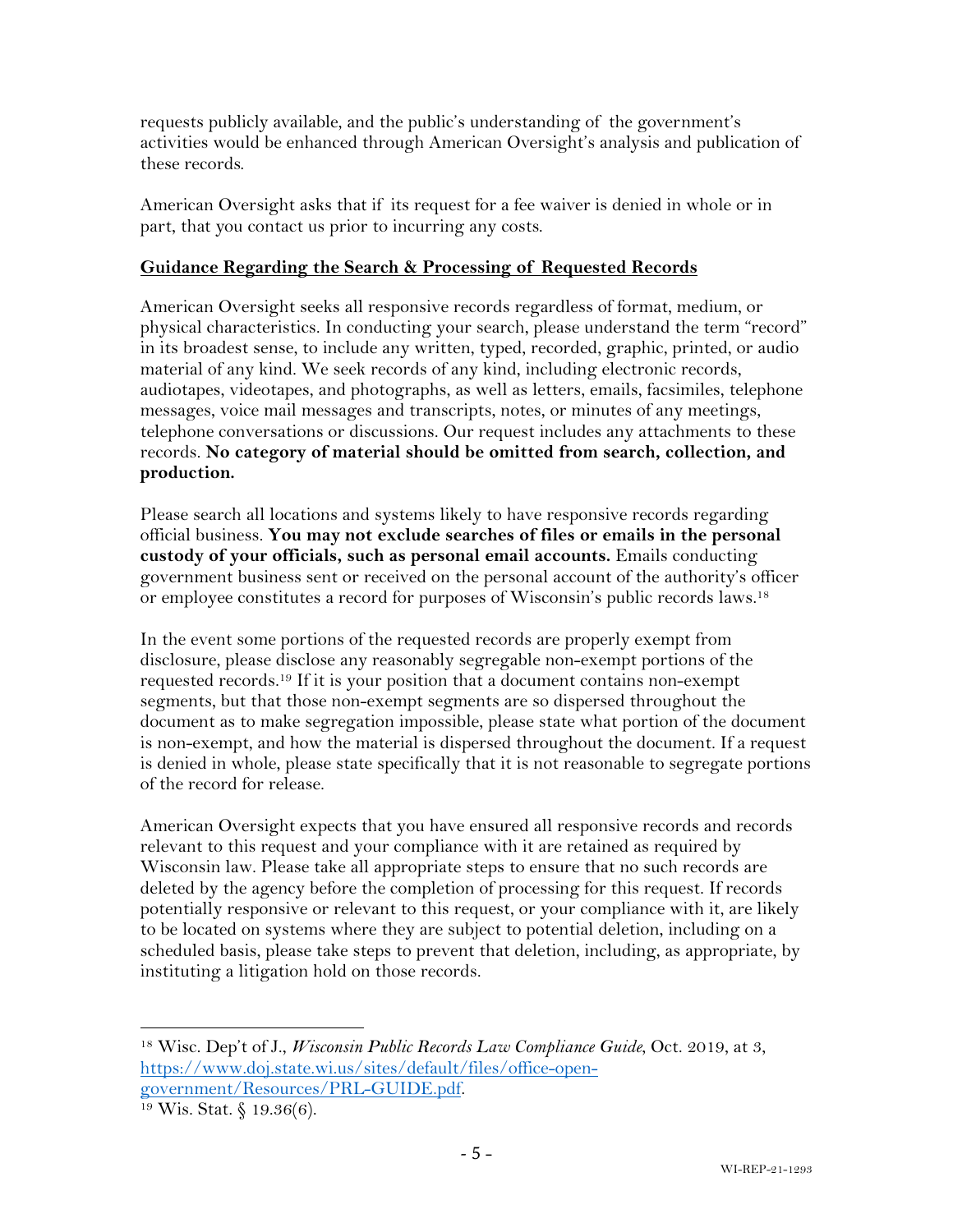requests publicly available, and the public's understanding of the government's activities would be enhanced through American Oversight's analysis and publication of these records.

American Oversight asks that if its request for a fee waiver is denied in whole or in part, that you contact us prior to incurring any costs.

**Guidance Regarding the Search & Processing of Requested Records**

American Oversight seeks all responsive records regardless of format, medium, or physical characteristics. In conducting your search, please understand the term "record" in its broadest sense, to include any written, typed, recorded, graphic, printed, or audio material of any kind. We seek records of any kind, including electronic records, audiotapes, videotapes, and photographs, as well as letters, emails, facsimiles, telephone messages, voice mail messages and transcripts, notes, or minutes of any meetings, telephone conversations or discussions. Our request includes any attachments to these records. **No category of material should be omitted from search, collection, and production.**

Please search all locations and systems likely to have responsive records regarding official business. **You may not exclude searches of files or emails in the personal custody of your officials, such as personal email accounts.** Emails conducting government business sent or received on the personal account of the authority's officer or employee constitutes a record for purposes of Wisconsin's public records laws.[18]

In the event some portions of the requested records are properly exempt from disclosure, please disclose any reasonably segregable non-exempt portions of the requested records.[19] If it is your position that a document contains non-exempt segments, but that those non-exempt segments are so dispersed throughout the document as to make segregation impossible, please state what portion of the document is non-exempt, and how the material is dispersed throughout the document. If a request is denied in whole, please state specifically that it is not reasonable to segregate portions of the record for release.

American Oversight expects that you have ensured all responsive records and records relevant to this request and your compliance with it are retained as required by Wisconsin law. Please take all appropriate steps to ensure that no such records are deleted by the agency before the completion of processing for this request. If records potentially responsive or relevant to this request, or your compliance with it, are likely to be located on systems where they are subject to potential deletion, including on a scheduled basis, please take steps to prevent that deletion, including, as appropriate, by instituting a litigation hold on those records.

---

[18] Wisc. Dep't of J., *Wisconsin Public Records Law Compliance Guide*, Oct. 2019, at 3, https://www.doj.state.wi.us/sites/default/files/office-open-government/Resources/PRL-GUIDE.pdf.

[19] Wis. Stat. § 19.36(6).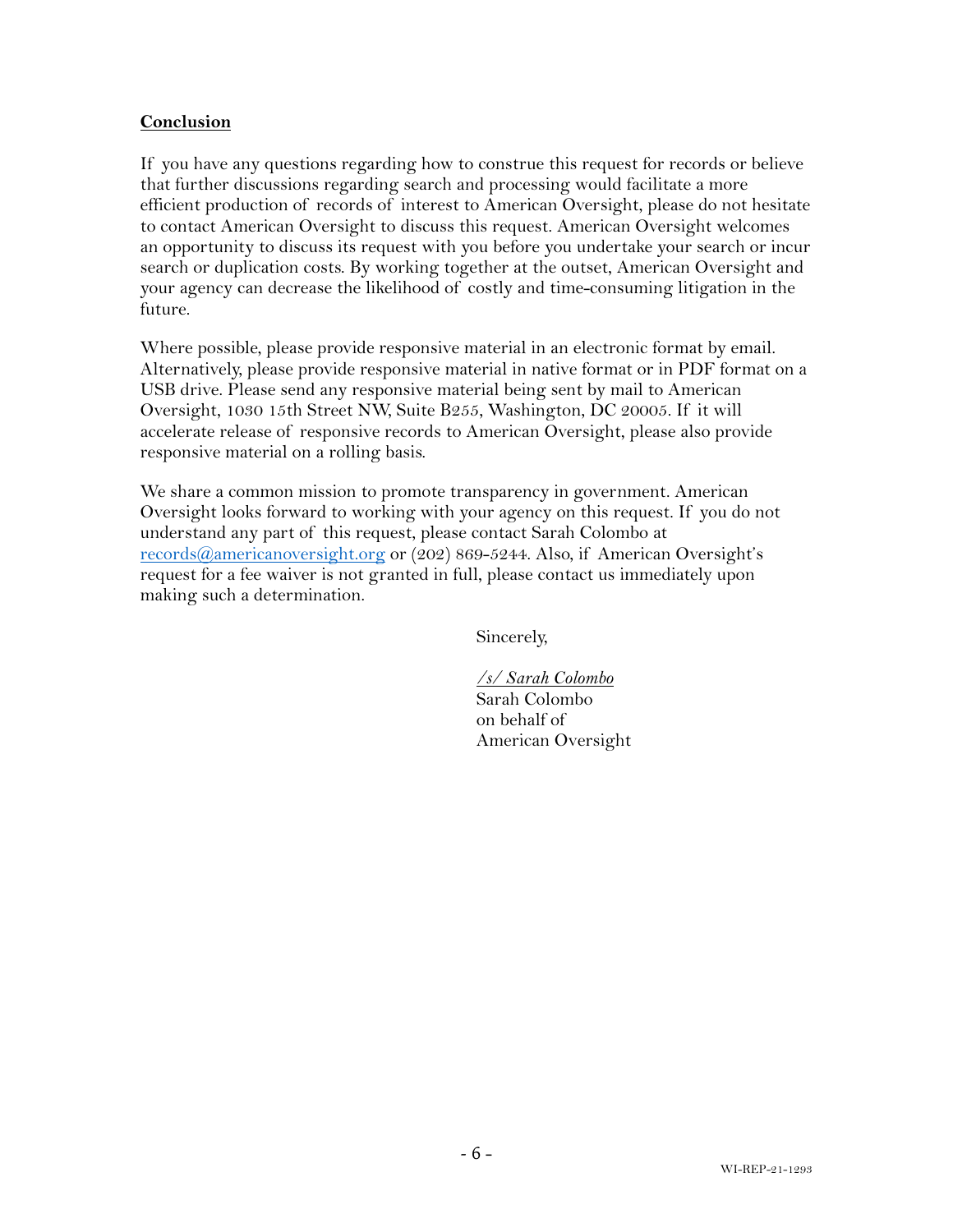**Conclusion**

If you have any questions regarding how to construe this request for records or believe that further discussions regarding search and processing would facilitate a more efficient production of records of interest to American Oversight, please do not hesitate to contact American Oversight to discuss this request. American Oversight welcomes an opportunity to discuss its request with you before you undertake your search or incur search or duplication costs. By working together at the outset, American Oversight and your agency can decrease the likelihood of costly and time-consuming litigation in the future.

Where possible, please provide responsive material in an electronic format by email. Alternatively, please provide responsive material in native format or in PDF format on a USB drive. Please send any responsive material being sent by mail to American Oversight, 1030 15th Street NW, Suite B255, Washington, DC 20005. If it will accelerate release of responsive records to American Oversight, please also provide responsive material on a rolling basis.

We share a common mission to promote transparency in government. American Oversight looks forward to working with your agency on this request. If you do not understand any part of this request, please contact Sarah Colombo at [records@americanoversight.org](mailto:records@americanoversight.org) or (202) 869-5244. Also, if American Oversight's request for a fee waiver is not granted in full, please contact us immediately upon making such a determination.

Sincerely,

*/s/ Sarah Colombo*
Sarah Colombo
on behalf of
American Oversight

WI-REP-21-1293